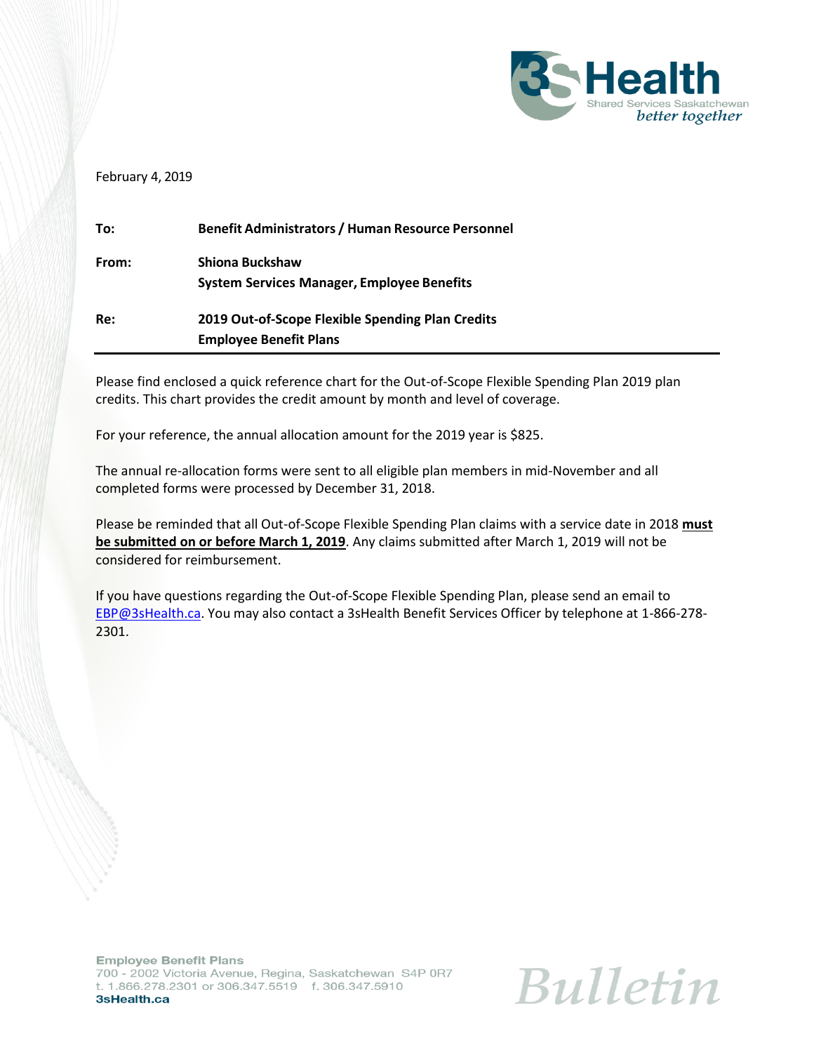February 4, 2019

**To:** **Benefit Administrators / Human Resource Personnel**

**From:** **Shiona Buckshaw**
**System Services Manager, Employee Benefits**

**Re:** **2019 Out-of-Scope Flexible Spending Plan Credits**
**Employee Benefit Plans**

---

Please find enclosed a quick reference chart for the Out-of-Scope Flexible Spending Plan 2019 plan credits. This chart provides the credit amount by month and level of coverage.

For your reference, the annual allocation amount for the 2019 year is $825.

The annual re-allocation forms were sent to all eligible plan members in mid-November and all completed forms were processed by December 31, 2018.

Please be reminded that all Out-of-Scope Flexible Spending Plan claims with a service date in 2018 **must be submitted on or before March 1, 2019**. Any claims submitted after March 1, 2019 will not be considered for reimbursement.

If you have questions regarding the Out-of-Scope Flexible Spending Plan, please send an email to EBP@3sHealth.ca. You may also contact a 3sHealth Benefit Services Officer by telephone at 1-866-278-2301.

**Employee Benefit Plans**
700 - 2002 Victoria Avenue, Regina, Saskatchewan S4P 0R7
t. 1.866.278.2301 or 306.347.5519 f. 306.347.5910
**3sHealth.ca**

*Bulletin*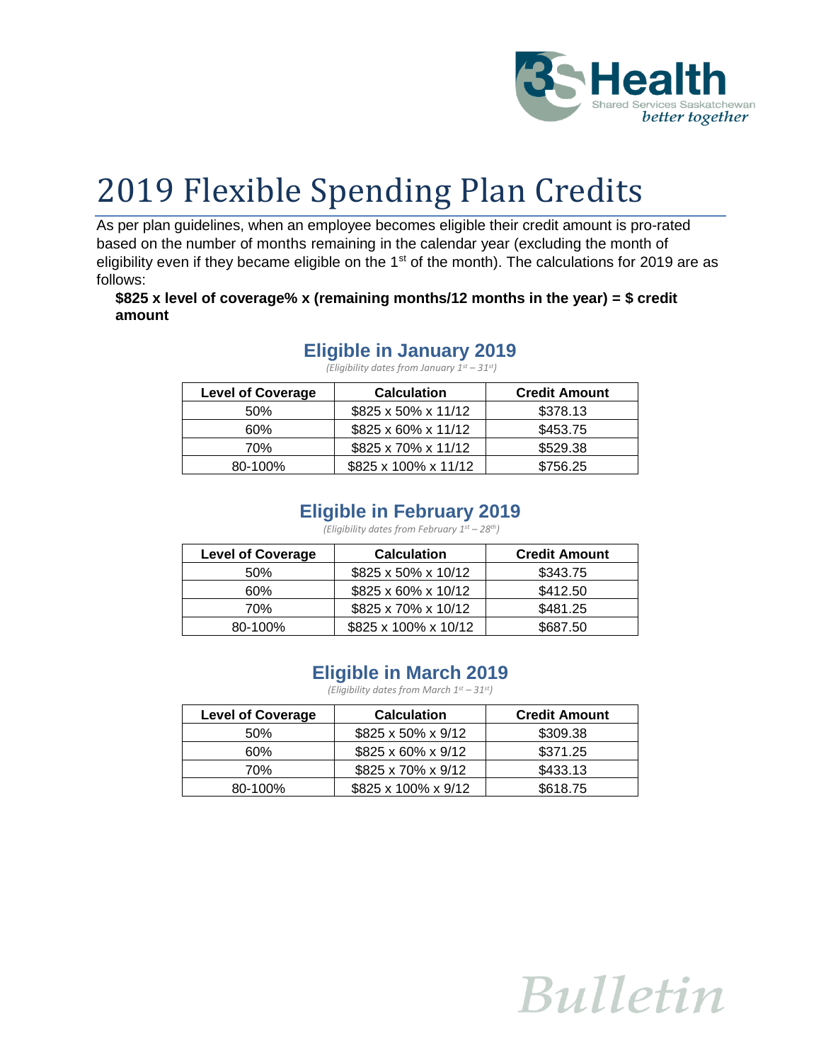# 2019 Flexible Spending Plan Credits

As per plan guidelines, when an employee becomes eligible their credit amount is pro-rated based on the number of months remaining in the calendar year (excluding the month of eligibility even if they became eligible on the 1st of the month). The calculations for 2019 are as follows:

**\$825 x level of coverage% x (remaining months/12 months in the year) = \$ credit amount**

## Eligible in January 2019

*(Eligibility dates from January 1st – 31st)*

| Level of Coverage | Calculation | Credit Amount |
|---|---|---|
| 50% | \$825 x 50% x 11/12 | \$378.13 |
| 60% | \$825 x 60% x 11/12 | \$453.75 |
| 70% | \$825 x 70% x 11/12 | \$529.38 |
| 80-100% | \$825 x 100% x 11/12 | \$756.25 |

## Eligible in February 2019

*(Eligibility dates from February 1st – 28th)*

| Level of Coverage | Calculation | Credit Amount |
|---|---|---|
| 50% | \$825 x 50% x 10/12 | \$343.75 |
| 60% | \$825 x 60% x 10/12 | \$412.50 |
| 70% | \$825 x 70% x 10/12 | \$481.25 |
| 80-100% | \$825 x 100% x 10/12 | \$687.50 |

## Eligible in March 2019

*(Eligibility dates from March 1st – 31st)*

| Level of Coverage | Calculation | Credit Amount |
|---|---|---|
| 50% | \$825 x 50% x 9/12 | \$309.38 |
| 60% | \$825 x 60% x 9/12 | \$371.25 |
| 70% | \$825 x 70% x 9/12 | \$433.13 |
| 80-100% | \$825 x 100% x 9/12 | \$618.75 |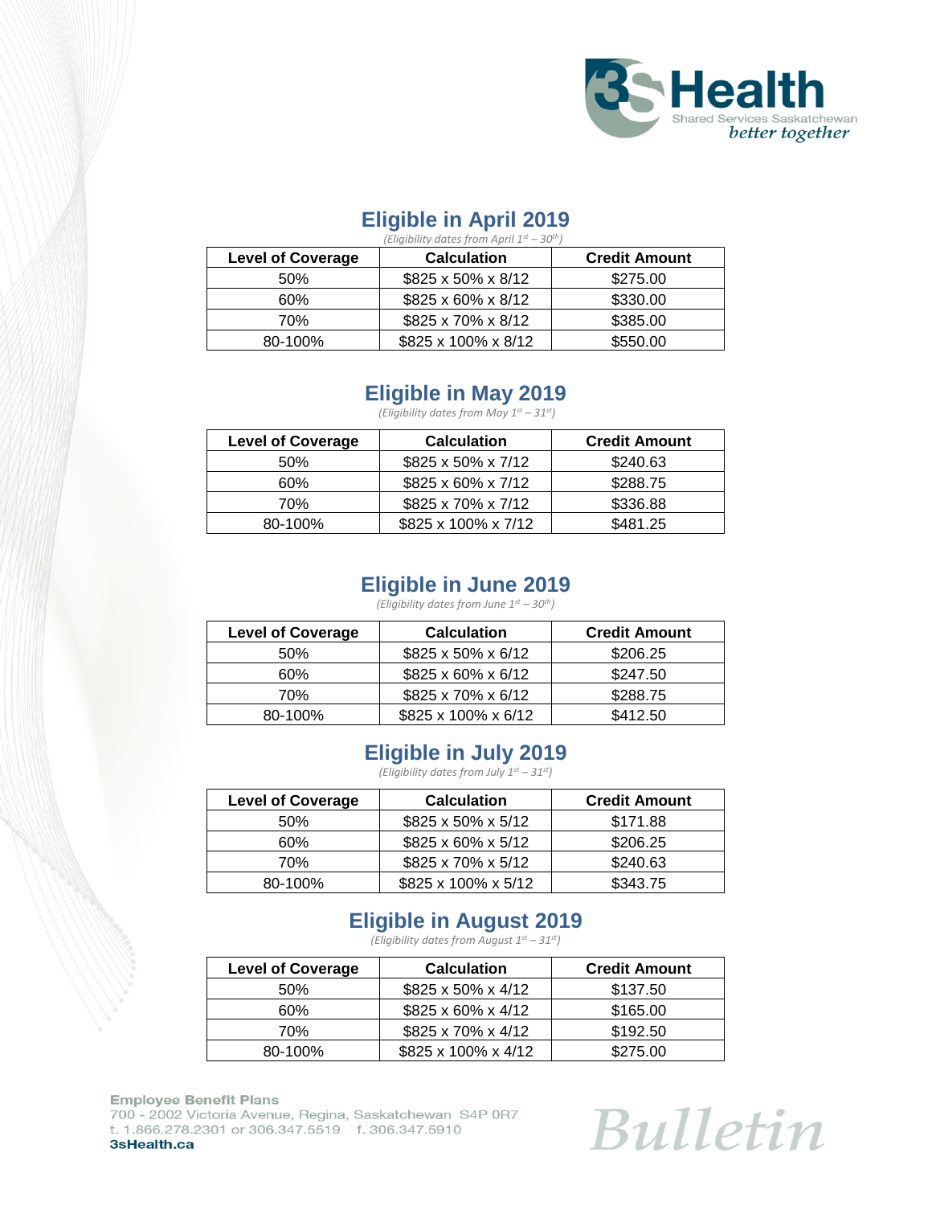## Eligible in April 2019

*(Eligibility dates from April 1st – 30th)*

| Level of Coverage | Calculation | Credit Amount |
|---|---|---|
| 50% | $825 x 50% x 8/12 | $275.00 |
| 60% | $825 x 60% x 8/12 | $330.00 |
| 70% | $825 x 70% x 8/12 | $385.00 |
| 80-100% | $825 x 100% x 8/12 | $550.00 |

## Eligible in May 2019

*(Eligibility dates from May 1st – 31st)*

| Level of Coverage | Calculation | Credit Amount |
|---|---|---|
| 50% | $825 x 50% x 7/12 | $240.63 |
| 60% | $825 x 60% x 7/12 | $288.75 |
| 70% | $825 x 70% x 7/12 | $336.88 |
| 80-100% | $825 x 100% x 7/12 | $481.25 |

## Eligible in June 2019

*(Eligibility dates from June 1st – 30th)*

| Level of Coverage | Calculation | Credit Amount |
|---|---|---|
| 50% | $825 x 50% x 6/12 | $206.25 |
| 60% | $825 x 60% x 6/12 | $247.50 |
| 70% | $825 x 70% x 6/12 | $288.75 |
| 80-100% | $825 x 100% x 6/12 | $412.50 |

## Eligible in July 2019

*(Eligibility dates from July 1st – 31st)*

| Level of Coverage | Calculation | Credit Amount |
|---|---|---|
| 50% | $825 x 50% x 5/12 | $171.88 |
| 60% | $825 x 60% x 5/12 | $206.25 |
| 70% | $825 x 70% x 5/12 | $240.63 |
| 80-100% | $825 x 100% x 5/12 | $343.75 |

## Eligible in August 2019

*(Eligibility dates from August 1st – 31st)*

| Level of Coverage | Calculation | Credit Amount |
|---|---|---|
| 50% | $825 x 50% x 4/12 | $137.50 |
| 60% | $825 x 60% x 4/12 | $165.00 |
| 70% | $825 x 70% x 4/12 | $192.50 |
| 80-100% | $825 x 100% x 4/12 | $275.00 |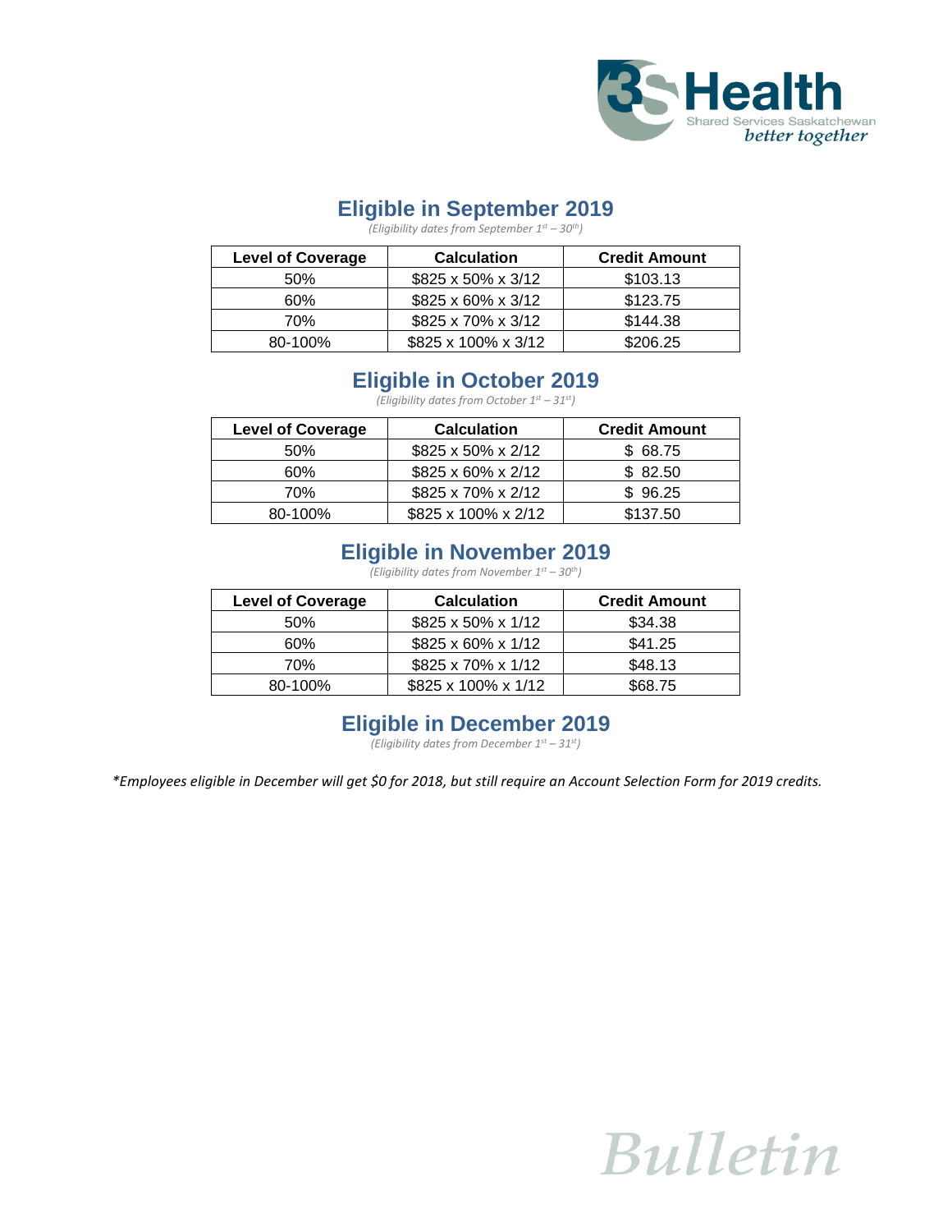## Eligible in September 2019

*(Eligibility dates from September 1st – 30th)*

| Level of Coverage | Calculation | Credit Amount |
|---|---|---|
| 50% | $825 x 50% x 3/12 | $103.13 |
| 60% | $825 x 60% x 3/12 | $123.75 |
| 70% | $825 x 70% x 3/12 | $144.38 |
| 80-100% | $825 x 100% x 3/12 | $206.25 |

## Eligible in October 2019

*(Eligibility dates from October 1st – 31st)*

| Level of Coverage | Calculation | Credit Amount |
|---|---|---|
| 50% | $825 x 50% x 2/12 | $ 68.75 |
| 60% | $825 x 60% x 2/12 | $ 82.50 |
| 70% | $825 x 70% x 2/12 | $ 96.25 |
| 80-100% | $825 x 100% x 2/12 | $137.50 |

## Eligible in November 2019

*(Eligibility dates from November 1st – 30th)*

| Level of Coverage | Calculation | Credit Amount |
|---|---|---|
| 50% | $825 x 50% x 1/12 | $34.38 |
| 60% | $825 x 60% x 1/12 | $41.25 |
| 70% | $825 x 70% x 1/12 | $48.13 |
| 80-100% | $825 x 100% x 1/12 | $68.75 |

## Eligible in December 2019

*(Eligibility dates from December 1st – 31st)*

**Employees eligible in December will get $0 for 2018, but still require an Account Selection Form for 2019 credits.*